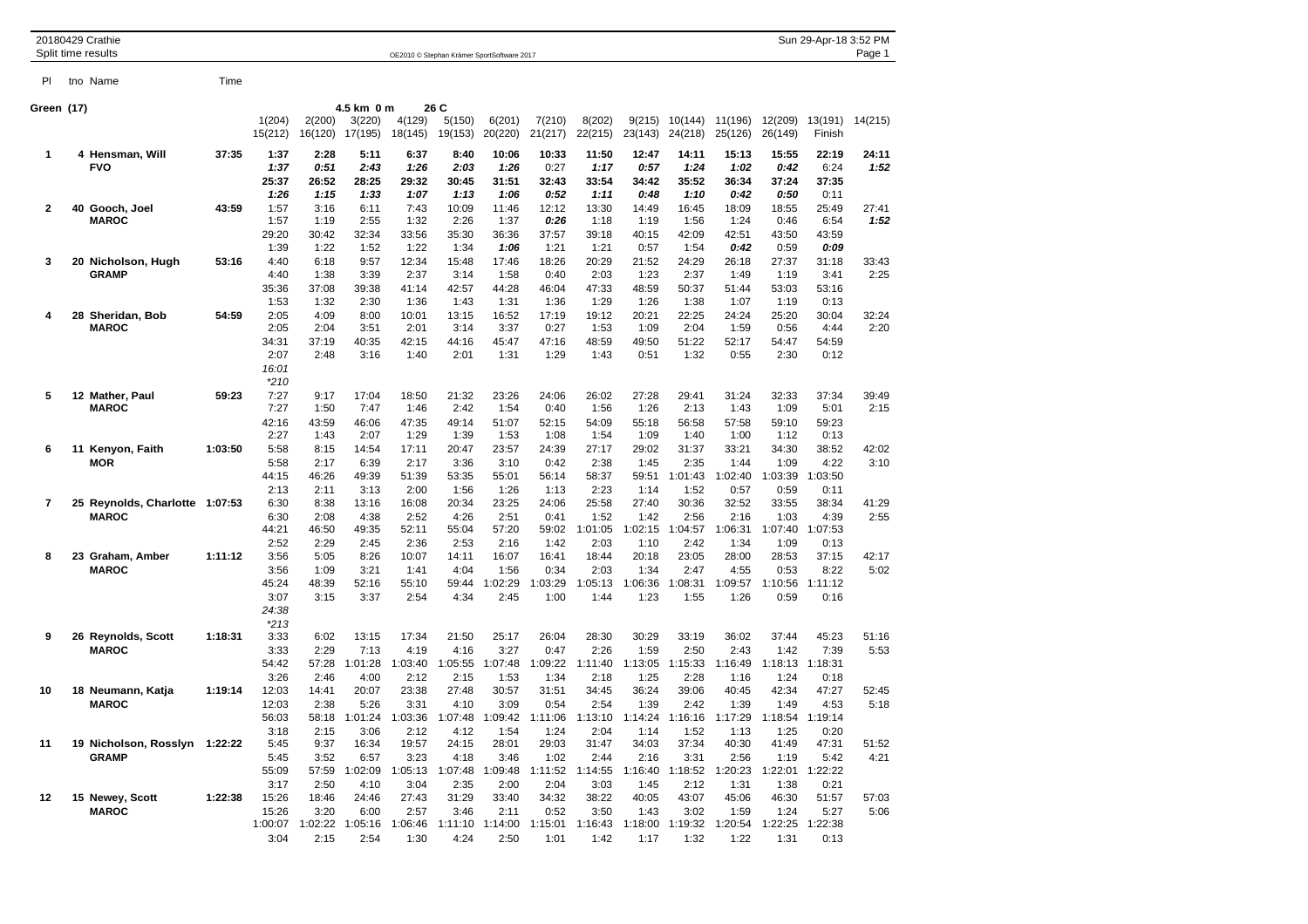Green (17) — 4.5 km 0 m — 26 C

| Pl | tno | Name | Time | 1(204) / 15(212) | 2(200) / 16(120) | 3(220) / 17(195) | 4(129) / 18(145) | 5(150) / 19(153) | 6(201) / 20(220) | 7(210) / 21(217) | 8(202) / 22(215) | 9(215) / 23(143) | 10(144) / 24(218) | 11(196) / 25(126) | 12(209) / 26(149) | 13(191) / Finish | 14(215) |
|---|---|---|---|---|---|---|---|---|---|---|---|---|---|---|---|---|---|
| 1 | 4 | Hensman, Will | 37:35 | 1:37 | 2:28 | 5:11 | 6:37 | 8:40 | 10:06 | 10:33 | 11:50 | 12:47 | 14:11 | 15:13 | 15:55 | 22:19 | 24:11 |
| | | FVO | | 1:37 | 0:51 | 2:43 | 1:26 | 2:03 | 1:26 | 0:27 | 1:17 | 0:57 | 1:24 | 1:02 | 0:42 | 6:24 | 1:52 |
| | | | | 25:37 | 26:52 | 28:25 | 29:32 | 30:45 | 31:51 | 32:43 | 33:54 | 34:42 | 35:52 | 36:34 | 37:24 | 37:35 | |
| | | | | 1:26 | 1:15 | 1:33 | 1:07 | 1:13 | 1:06 | 0:52 | 1:11 | 0:48 | 1:10 | 0:42 | 0:50 | 0:11 | |
| 2 | 40 | Gooch, Joel | 43:59 | 1:57 | 3:16 | 6:11 | 7:43 | 10:09 | 11:46 | 12:12 | 13:30 | 14:49 | 16:45 | 18:09 | 18:55 | 25:49 | 27:41 |
| | | MAROC | | 1:57 | 1:19 | 2:55 | 1:32 | 2:26 | 1:37 | 0:26 | 1:18 | 1:19 | 1:56 | 1:24 | 0:46 | 6:54 | 1:52 |
| | | | | 29:20 | 30:42 | 32:34 | 33:56 | 35:30 | 36:36 | 37:57 | 39:18 | 40:15 | 42:09 | 42:51 | 43:50 | 43:59 | |
| | | | | 1:39 | 1:22 | 1:52 | 1:22 | 1:34 | 1:06 | 1:21 | 1:21 | 0:57 | 1:54 | 0:42 | 0:59 | 0:09 | |
| 3 | 20 | Nicholson, Hugh | 53:16 | 4:40 | 6:18 | 9:57 | 12:34 | 15:48 | 17:46 | 18:26 | 20:29 | 21:52 | 24:29 | 26:18 | 27:37 | 31:18 | 33:43 |
| | | GRAMP | | 4:40 | 1:38 | 3:39 | 2:37 | 3:14 | 1:58 | 0:40 | 2:03 | 1:23 | 2:37 | 1:49 | 1:19 | 3:41 | 2:25 |
| | | | | 35:36 | 37:08 | 39:38 | 41:14 | 42:57 | 44:28 | 46:04 | 47:33 | 48:59 | 50:37 | 51:44 | 53:03 | 53:16 | |
| | | | | 1:53 | 1:32 | 2:30 | 1:36 | 1:43 | 1:31 | 1:36 | 1:29 | 1:26 | 1:38 | 1:07 | 1:19 | 0:13 | |
| 4 | 28 | Sheridan, Bob | 54:59 | 2:05 | 4:09 | 8:00 | 10:01 | 13:15 | 16:52 | 17:19 | 19:12 | 20:21 | 22:25 | 24:24 | 25:20 | 30:04 | 32:24 |
| | | MAROC | | 2:05 | 2:04 | 3:51 | 2:01 | 3:14 | 3:37 | 0:27 | 1:53 | 1:09 | 2:04 | 1:59 | 0:56 | 4:44 | 2:20 |
| | | | | 34:31 | 37:19 | 40:35 | 42:15 | 44:16 | 45:47 | 47:16 | 48:59 | 49:50 | 51:22 | 52:17 | 54:47 | 54:59 | |
| | | | | 2:07 | 2:48 | 3:16 | 1:40 | 2:01 | 1:31 | 1:29 | 1:43 | 0:51 | 1:32 | 0:55 | 2:30 | 0:12 | |
| | | | | 16:01 | | | | | | | | | | | | | |
| | | | | *210 | | | | | | | | | | | | | |
| 5 | 12 | Mather, Paul | 59:23 | 7:27 | 9:17 | 17:04 | 18:50 | 21:32 | 23:26 | 24:06 | 26:02 | 27:28 | 29:41 | 31:24 | 32:33 | 37:34 | 39:49 |
| | | MAROC | | 7:27 | 1:50 | 7:47 | 1:46 | 2:42 | 1:54 | 0:40 | 1:56 | 1:26 | 2:13 | 1:43 | 1:09 | 5:01 | 2:15 |
| | | | | 42:16 | 43:59 | 46:06 | 47:35 | 49:14 | 51:07 | 52:15 | 54:09 | 55:18 | 56:58 | 57:58 | 59:10 | 59:23 | |
| | | | | 2:27 | 1:43 | 2:07 | 1:29 | 1:39 | 1:53 | 1:08 | 1:54 | 1:09 | 1:40 | 1:00 | 1:12 | 0:13 | |
| 6 | 11 | Kenyon, Faith | 1:03:50 | 5:58 | 8:15 | 14:54 | 17:11 | 20:47 | 23:57 | 24:39 | 27:17 | 29:02 | 31:37 | 33:21 | 34:30 | 38:52 | 42:02 |
| | | MOR | | 5:58 | 2:17 | 6:39 | 2:17 | 3:36 | 3:10 | 0:42 | 2:38 | 1:45 | 2:35 | 1:44 | 1:09 | 4:22 | 3:10 |
| | | | | 44:15 | 46:26 | 49:39 | 51:39 | 53:35 | 55:01 | 56:14 | 58:37 | 59:51 | 1:01:43 | 1:02:40 | 1:03:39 | 1:03:50 | |
| | | | | 2:13 | 2:11 | 3:13 | 2:00 | 1:56 | 1:26 | 1:13 | 2:23 | 1:14 | 1:52 | 0:57 | 0:59 | 0:11 | |
| 7 | 25 | Reynolds, Charlotte | 1:07:53 | 6:30 | 8:38 | 13:16 | 16:08 | 20:34 | 23:25 | 24:06 | 25:58 | 27:40 | 30:36 | 32:52 | 33:55 | 38:34 | 41:29 |
| | | MAROC | | 6:30 | 2:08 | 4:38 | 2:52 | 4:26 | 2:51 | 0:41 | 1:52 | 1:42 | 2:56 | 2:16 | 1:03 | 4:39 | 2:55 |
| | | | | 44:21 | 46:50 | 49:35 | 52:11 | 55:04 | 57:20 | 59:02 | 1:01:05 | 1:02:15 | 1:04:57 | 1:06:31 | 1:07:40 | 1:07:53 | |
| | | | | 2:52 | 2:29 | 2:45 | 2:36 | 2:53 | 2:16 | 1:42 | 2:03 | 1:10 | 2:42 | 1:34 | 1:09 | 0:13 | |
| 8 | 23 | Graham, Amber | 1:11:12 | 3:56 | 5:05 | 8:26 | 10:07 | 14:11 | 16:07 | 16:41 | 18:44 | 20:18 | 23:05 | 28:00 | 28:53 | 37:15 | 42:17 |
| | | MAROC | | 3:56 | 1:09 | 3:21 | 1:41 | 4:04 | 1:56 | 0:34 | 2:03 | 1:34 | 2:47 | 4:55 | 0:53 | 8:22 | 5:02 |
| | | | | 45:24 | 48:39 | 52:16 | 55:10 | 59:44 | 1:02:29 | 1:03:29 | 1:05:13 | 1:06:36 | 1:08:31 | 1:09:57 | 1:10:56 | 1:11:12 | |
| | | | | 3:07 | 3:15 | 3:37 | 2:54 | 4:34 | 2:45 | 1:00 | 1:44 | 1:23 | 1:55 | 1:26 | 0:59 | 0:16 | |
| | | | | 24:38 | | | | | | | | | | | | | |
| | | | | *213 | | | | | | | | | | | | | |
| 9 | 26 | Reynolds, Scott | 1:18:31 | 3:33 | 6:02 | 13:15 | 17:34 | 21:50 | 25:17 | 26:04 | 28:30 | 30:29 | 33:19 | 36:02 | 37:44 | 45:23 | 51:16 |
| | | MAROC | | 3:33 | 2:29 | 7:13 | 4:19 | 4:16 | 3:27 | 0:47 | 2:26 | 1:59 | 2:50 | 2:43 | 1:42 | 7:39 | 5:53 |
| | | | | 54:42 | 57:28 | 1:01:28 | 1:03:40 | 1:05:55 | 1:07:48 | 1:09:22 | 1:11:40 | 1:13:05 | 1:15:33 | 1:16:49 | 1:18:13 | 1:18:31 | |
| | | | | 3:26 | 2:46 | 4:00 | 2:12 | 2:15 | 1:53 | 1:34 | 2:18 | 1:25 | 2:28 | 1:16 | 1:24 | 0:18 | |
| 10 | 18 | Neumann, Katja | 1:19:14 | 12:03 | 14:41 | 20:07 | 23:38 | 27:48 | 30:57 | 31:51 | 34:45 | 36:24 | 39:06 | 40:45 | 42:34 | 47:27 | 52:45 |
| | | MAROC | | 12:03 | 2:38 | 5:26 | 3:31 | 4:10 | 3:09 | 0:54 | 2:54 | 1:39 | 2:42 | 1:39 | 1:49 | 4:53 | 5:18 |
| | | | | 56:03 | 58:18 | 1:01:24 | 1:03:36 | 1:07:48 | 1:09:42 | 1:11:06 | 1:13:10 | 1:14:24 | 1:16:16 | 1:17:29 | 1:18:54 | 1:19:14 | |
| | | | | 3:18 | 2:15 | 3:06 | 2:12 | 4:12 | 1:54 | 1:24 | 2:04 | 1:14 | 1:52 | 1:13 | 1:25 | 0:20 | |
| 11 | 19 | Nicholson, Rosslyn | 1:22:22 | 5:45 | 9:37 | 16:34 | 19:57 | 24:15 | 28:01 | 29:03 | 31:47 | 34:03 | 37:34 | 40:30 | 41:49 | 47:31 | 51:52 |
| | | GRAMP | | 5:45 | 3:52 | 6:57 | 3:23 | 4:18 | 3:46 | 1:02 | 2:44 | 2:16 | 3:31 | 2:56 | 1:19 | 5:42 | 4:21 |
| | | | | 55:09 | 57:59 | 1:02:09 | 1:05:13 | 1:07:48 | 1:09:48 | 1:11:52 | 1:14:55 | 1:16:40 | 1:18:52 | 1:20:23 | 1:22:01 | 1:22:22 | |
| | | | | 3:17 | 2:50 | 4:10 | 3:04 | 2:35 | 2:00 | 2:04 | 3:03 | 1:45 | 2:12 | 1:31 | 1:38 | 0:21 | |
| 12 | 15 | Newey, Scott | 1:22:38 | 15:26 | 18:46 | 24:46 | 27:43 | 31:29 | 33:40 | 34:32 | 38:22 | 40:05 | 43:07 | 45:06 | 46:30 | 51:57 | 57:03 |
| | | MAROC | | 15:26 | 3:20 | 6:00 | 2:57 | 3:46 | 2:11 | 0:52 | 3:50 | 1:43 | 3:02 | 1:59 | 1:24 | 5:27 | 5:06 |
| | | | | 1:00:07 | 1:02:22 | 1:05:16 | 1:06:46 | 1:11:10 | 1:14:00 | 1:15:01 | 1:16:43 | 1:18:00 | 1:19:32 | 1:20:54 | 1:22:25 | 1:22:38 | |
| | | | | 3:04 | 2:15 | 2:54 | 1:30 | 4:24 | 2:50 | 1:01 | 1:42 | 1:17 | 1:32 | 1:22 | 1:31 | 0:13 | |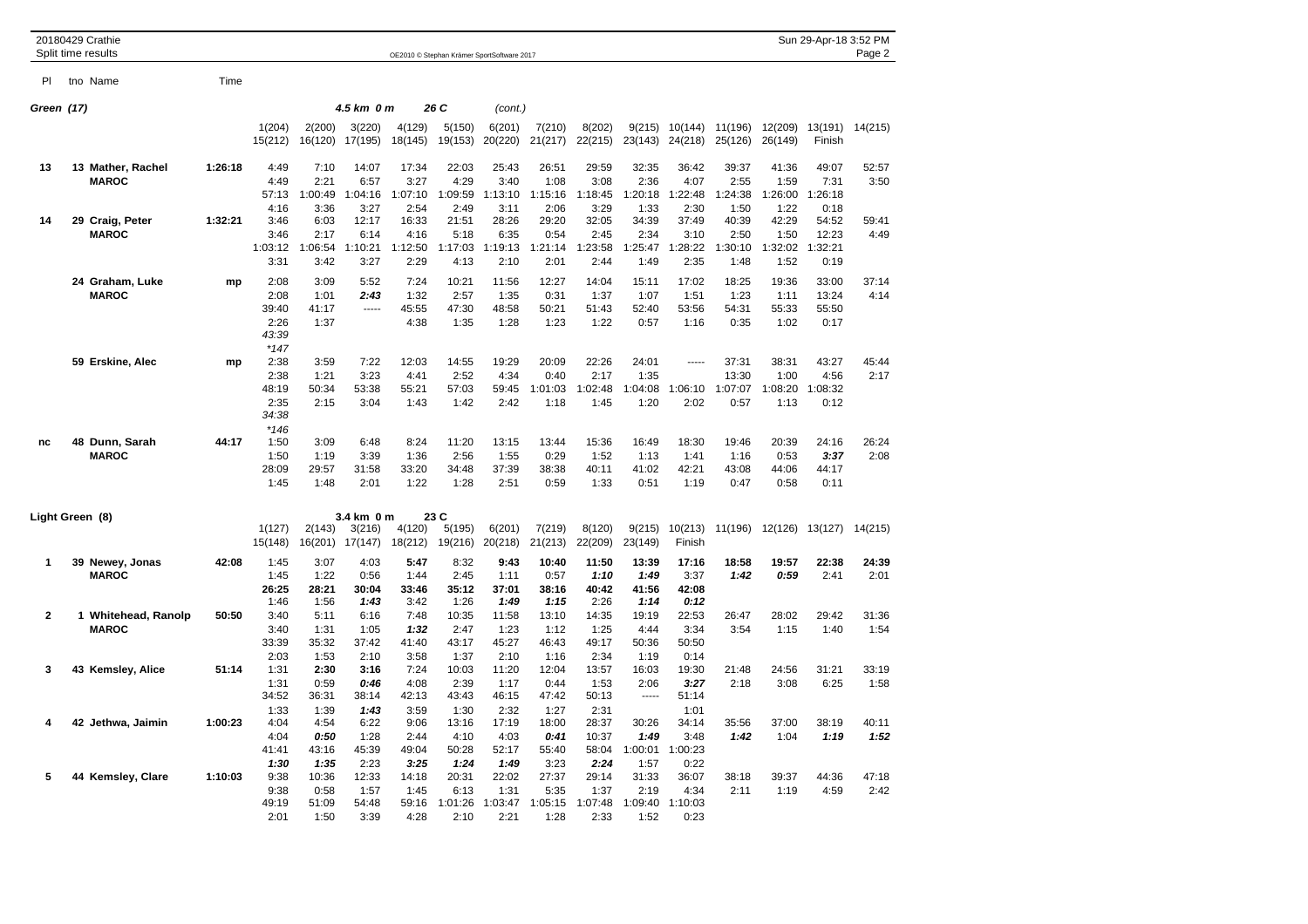20180429 Crathie
Split time results

OE2010 © Stephan Krämer SportSoftware 2017

## Green (17) — 4.5 km 0 m, 26 C (cont.)

| Pl | tno | Name | Time | 1(204) 15(212) | 2(200) 16(120) | 3(220) 17(195) | 4(129) 18(145) | 5(150) 19(153) | 6(201) 20(220) | 7(210) 21(217) | 8(202) 22(215) | 9(215) 23(143) | 10(144) 24(218) | 11(196) 25(126) | 12(209) 26(149) | 13(191) Finish | 14(215) |
|---|---|---|---|---|---|---|---|---|---|---|---|---|---|---|---|---|---|
| 13 | 13 | Mather, Rachel | 1:26:18 | 4:49 | 7:10 | 14:07 | 17:34 | 22:03 | 25:43 | 26:51 | 29:59 | 32:35 | 36:42 | 39:37 | 41:36 | 49:07 | 52:57 |
| | | MAROC | | 4:49 | 2:21 | 6:57 | 3:27 | 4:29 | 3:40 | 1:08 | 3:08 | 2:36 | 4:07 | 2:55 | 1:59 | 7:31 | 3:50 |
| | | | | 57:13 | 1:00:49 | 1:04:16 | 1:07:10 | 1:09:59 | 1:13:10 | 1:15:16 | 1:18:45 | 1:20:18 | 1:22:48 | 1:24:38 | 1:26:00 | 1:26:18 | |
| | | | | 4:16 | 3:36 | 3:27 | 2:54 | 2:49 | 3:11 | 2:06 | 3:29 | 1:33 | 2:30 | 1:50 | 1:22 | 0:18 | |
| 14 | 29 | Craig, Peter | 1:32:21 | 3:46 | 6:03 | 12:17 | 16:33 | 21:51 | 28:26 | 29:20 | 32:05 | 34:39 | 37:49 | 40:39 | 42:29 | 54:52 | 59:41 |
| | | MAROC | | 3:46 | 2:17 | 6:14 | 4:16 | 5:18 | 6:35 | 0:54 | 2:45 | 2:34 | 3:10 | 2:50 | 1:50 | 12:23 | 4:49 |
| | | | | 1:03:12 | 1:06:54 | 1:10:21 | 1:12:50 | 1:17:03 | 1:19:13 | 1:21:14 | 1:23:58 | 1:25:47 | 1:28:22 | 1:30:10 | 1:32:02 | 1:32:21 | |
| | | | | 3:31 | 3:42 | 3:27 | 2:29 | 4:13 | 2:10 | 2:01 | 2:44 | 1:49 | 2:35 | 1:48 | 1:52 | 0:19 | |
| | 24 | Graham, Luke | mp | 2:08 | 3:09 | 5:52 | 7:24 | 10:21 | 11:56 | 12:27 | 14:04 | 15:11 | 17:02 | 18:25 | 19:36 | 33:00 | 37:14 |
| | | MAROC | | 2:08 | 1:01 | ***2:43*** | 1:32 | 2:57 | 1:35 | 0:31 | 1:37 | 1:07 | 1:51 | 1:23 | 1:11 | 13:24 | 4:14 |
| | | | | 39:40 | 41:17 | ----- | 45:55 | 47:30 | 48:58 | 50:21 | 51:43 | 52:40 | 53:56 | 54:31 | 55:33 | 55:50 | |
| | | | | 2:26 | 1:37 | | 4:38 | 1:35 | 1:28 | 1:23 | 1:22 | 0:57 | 1:16 | 0:35 | 1:02 | 0:17 | |
| | | | | *43:39* | | | | | | | | | | | | | |
| | | | | *\*147* | | | | | | | | | | | | | |
| | 59 | Erskine, Alec | mp | 2:38 | 3:59 | 7:22 | 12:03 | 14:55 | 19:29 | 20:09 | 22:26 | 24:01 | ----- | 37:31 | 38:31 | 43:27 | 45:44 |
| | | MAROC | | 2:38 | 1:21 | 3:23 | 4:41 | 2:52 | 4:34 | 0:40 | 2:17 | 1:35 | | 13:30 | 1:00 | 4:56 | 2:17 |
| | | | | 48:19 | 50:34 | 53:38 | 55:21 | 57:03 | 59:45 | 1:01:03 | 1:02:48 | 1:04:08 | 1:06:10 | 1:07:07 | 1:08:20 | 1:08:32 | |
| | | | | 2:35 | 2:15 | 3:04 | 1:43 | 1:42 | 2:42 | 1:18 | 1:45 | 1:20 | 2:02 | 0:57 | 1:13 | 0:12 | |
| | | | | *34:38* | | | | | | | | | | | | | |
| | | | | *\*146* | | | | | | | | | | | | | |
| nc | 48 | Dunn, Sarah | 44:17 | 1:50 | 3:09 | 6:48 | 8:24 | 11:20 | 13:15 | 13:44 | 15:36 | 16:49 | 18:30 | 19:46 | 20:39 | 24:16 | 26:24 |
| | | MAROC | | 1:50 | 1:19 | 3:39 | 1:36 | 2:56 | 1:55 | 0:29 | 1:52 | 1:13 | 1:41 | 1:16 | 0:53 | ***3:37*** | 2:08 |
| | | | | 28:09 | 29:57 | 31:58 | 33:20 | 34:48 | 37:39 | 38:38 | 40:11 | 41:02 | 42:21 | 43:08 | 44:06 | 44:17 | |
| | | | | 1:45 | 1:48 | 2:01 | 1:22 | 1:28 | 2:51 | 0:59 | 1:33 | 0:51 | 1:19 | 0:47 | 0:58 | 0:11 | |

## Light Green (8) — 3.4 km 0 m, 23 C

| Pl | tno | Name | Time | 1(127) 15(148) | 2(143) 16(201) | 3(216) 17(147) | 4(120) 18(212) | 5(195) 19(216) | 6(201) 20(218) | 7(219) 21(213) | 8(120) 22(209) | 9(215) 23(149) | 10(213) Finish | 11(196) | 12(126) | 13(127) | 14(215) |
|---|---|---|---|---|---|---|---|---|---|---|---|---|---|---|---|---|---|
| 1 | 39 | Newey, Jonas | 42:08 | 1:45 | 3:07 | 4:03 | **5:47** | 8:32 | **9:43** | **10:40** | **11:50** | **13:39** | **17:16** | **18:58** | **19:57** | **22:38** | **24:39** |
| | | MAROC | | 1:45 | 1:22 | 0:56 | 1:44 | 2:45 | 1:11 | 0:57 | ***1:10*** | ***1:49*** | 3:37 | ***1:42*** | ***0:59*** | 2:41 | 2:01 |
| | | | | **26:25** | **28:21** | **30:04** | **33:46** | **35:12** | **37:01** | **38:16** | **40:42** | **41:56** | **42:08** | | | | |
| | | | | 1:46 | 1:56 | ***1:43*** | 3:42 | 1:26 | ***1:49*** | ***1:15*** | 2:26 | ***1:14*** | ***0:12*** | | | | |
| 2 | 1 | Whitehead, Ranolp | 50:50 | 3:40 | 5:11 | 6:16 | 7:48 | 10:35 | 11:58 | 13:10 | 14:35 | 19:19 | 22:53 | 26:47 | 28:02 | 29:42 | 31:36 |
| | | MAROC | | 3:40 | 1:31 | 1:05 | ***1:32*** | 2:47 | 1:23 | 1:12 | 1:25 | 4:44 | 3:34 | 3:54 | 1:15 | 1:40 | 1:54 |
| | | | | 33:39 | 35:32 | 37:42 | 41:40 | 43:17 | 45:27 | 46:43 | 49:17 | 50:36 | 50:50 | | | | |
| | | | | 2:03 | 1:53 | 2:10 | 3:58 | 1:37 | 2:10 | 1:16 | 2:34 | 1:19 | 0:14 | | | | |
| 3 | 43 | Kemsley, Alice | 51:14 | 1:31 | **2:30** | **3:16** | 7:24 | 10:03 | 11:20 | 12:04 | 13:57 | 16:03 | 19:30 | 21:48 | 24:56 | 31:21 | 33:19 |
| | | | | 1:31 | 0:59 | ***0:46*** | 4:08 | 2:39 | 1:17 | 0:44 | 1:53 | 2:06 | ***3:27*** | 2:18 | 3:08 | 6:25 | 1:58 |
| | | | | 34:52 | 36:31 | 38:14 | 42:13 | 43:43 | 46:15 | 47:42 | 50:13 | ----- | 51:14 | | | | |
| | | | | 1:33 | 1:39 | ***1:43*** | 3:59 | 1:30 | 2:32 | 1:27 | 2:31 | | 1:01 | | | | |
| 4 | 42 | Jethwa, Jaimin | 1:00:23 | 4:04 | 4:54 | 6:22 | 9:06 | 13:16 | 17:19 | 18:00 | 28:37 | 30:26 | 34:14 | 35:56 | 37:00 | 38:19 | 40:11 |
| | | | | 4:04 | ***0:50*** | 1:28 | 2:44 | 4:10 | 4:03 | ***0:41*** | 10:37 | ***1:49*** | 3:48 | ***1:42*** | 1:04 | ***1:19*** | ***1:52*** |
| | | | | 41:41 | 43:16 | 45:39 | 49:04 | 50:28 | 52:17 | 55:40 | 58:04 | 1:00:01 | 1:00:23 | | | | |
| | | | | ***1:30*** | ***1:35*** | 2:23 | ***3:25*** | ***1:24*** | ***1:49*** | 3:23 | ***2:24*** | 1:57 | 0:22 | | | | |
| 5 | 44 | Kemsley, Clare | 1:10:03 | 9:38 | 10:36 | 12:33 | 14:18 | 20:31 | 22:02 | 27:37 | 29:14 | 31:33 | 36:07 | 38:18 | 39:37 | 44:36 | 47:18 |
| | | | | 9:38 | 0:58 | 1:57 | 1:45 | 6:13 | 1:31 | 5:35 | 1:37 | 2:19 | 4:34 | 2:11 | 1:19 | 4:59 | 2:42 |
| | | | | 49:19 | 51:09 | 54:48 | 59:16 | 1:01:26 | 1:03:47 | 1:05:15 | 1:07:48 | 1:09:40 | 1:10:03 | | | | |
| | | | | 2:01 | 1:50 | 3:39 | 4:28 | 2:10 | 2:21 | 1:28 | 2:33 | 1:52 | 0:23 | | | | |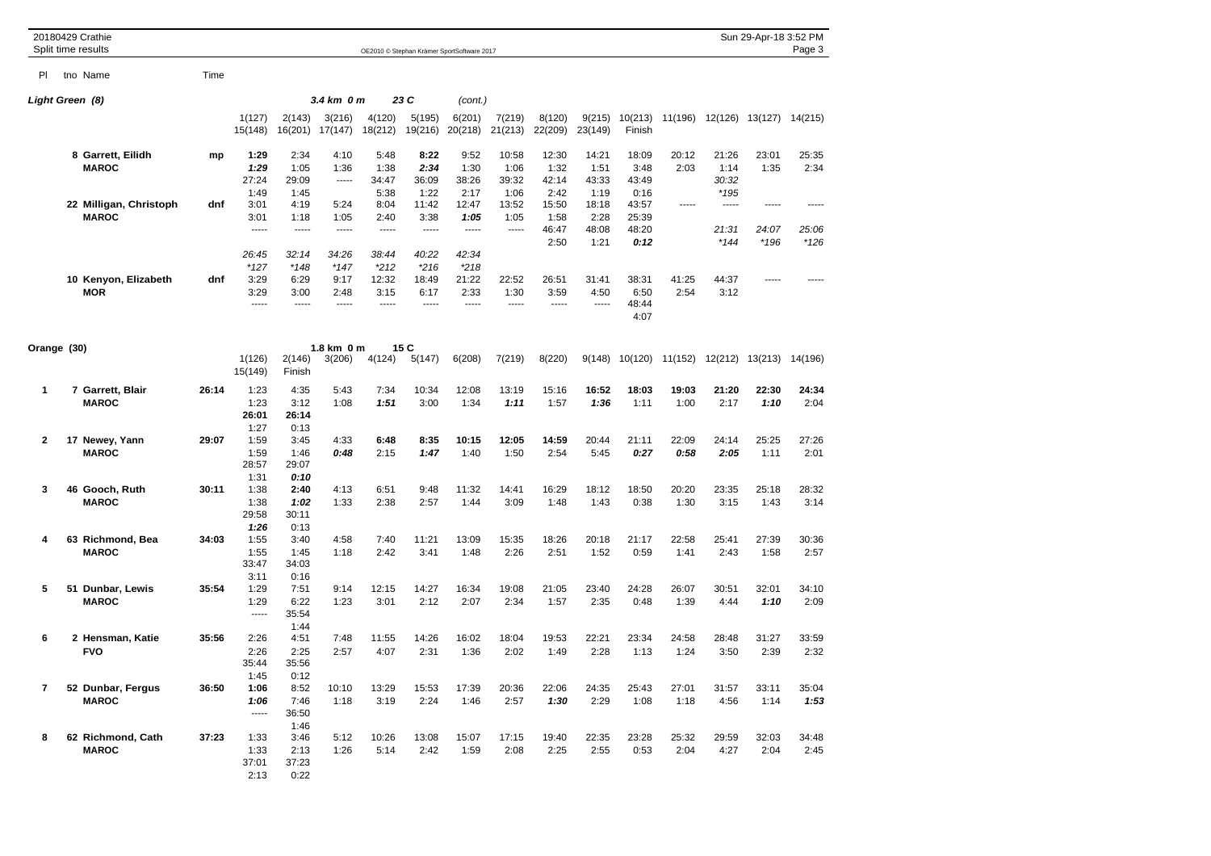### Light Green (8) — 3.4 km 0 m, 23 C (cont.)

| Pl | tno Name | Time | 1(127) | 2(143) | 3(216) | 4(120) | 5(195) | 6(201) | 7(219) | 8(120) | 9(215) | 10(213) | 11(196) | 12(126) | 13(127) | 14(215) |
|---|---|---|---|---|---|---|---|---|---|---|---|---|---|---|---|---|
| | | | 15(148) | 16(201) | 17(147) | 18(212) | 19(216) | 20(218) | 21(213) | 22(209) | 23(149) | Finish | | | | |
| | 8 Garrett, Eilidh | mp | **1:29** | 2:34 | 4:10 | 5:48 | **8:22** | 9:52 | 10:58 | 12:30 | 14:21 | 18:09 | 20:12 | 21:26 | 23:01 | 25:35 |
| | MAROC | | ***1:29*** | 1:05 | 1:36 | 1:38 | ***2:34*** | 1:30 | 1:06 | 1:32 | 1:51 | 3:48 | 2:03 | 1:14 | 1:35 | 2:34 |
| | | | 27:24 | 29:09 | ----- | 34:47 | 36:09 | 38:26 | 39:32 | 42:14 | 43:33 | 43:49 | | 30:32 | | |
| | | | 1:49 | 1:45 | | 5:38 | 1:22 | 2:17 | 1:06 | 2:42 | 1:19 | 0:16 | | *195 | | |
| | 22 Milligan, Christoph | dnf | 3:01 | 4:19 | 5:24 | 8:04 | 11:42 | 12:47 | 13:52 | 15:50 | 18:18 | 43:57 | ----- | ----- | ----- | ----- |
| | MAROC | | 3:01 | 1:18 | 1:05 | 2:40 | 3:38 | ***1:05*** | 1:05 | 1:58 | 2:28 | 25:39 | | | | |
| | | | ----- | ----- | ----- | ----- | ----- | ----- | ----- | 46:47 | 48:08 | 48:20 | | 21:31 | 24:07 | 25:06 |
| | | | | | | | | | | 2:50 | 1:21 | ***0:12*** | | *144 | *196 | *126 |
| | | | 26:45 | 32:14 | 34:26 | 38:44 | 40:22 | 42:34 | | | | | | | | |
| | | | *127 | *148 | *147 | *212 | *216 | *218 | | | | | | | | |
| | 10 Kenyon, Elizabeth | dnf | 3:29 | 6:29 | 9:17 | 12:32 | 18:49 | 21:22 | 22:52 | 26:51 | 31:41 | 38:31 | 41:25 | 44:37 | ----- | ----- |
| | MOR | | 3:29 | 3:00 | 2:48 | 3:15 | 6:17 | 2:33 | 1:30 | 3:59 | 4:50 | 6:50 | 2:54 | 3:12 | | |
| | | | ----- | ----- | ----- | ----- | ----- | ----- | ----- | ----- | ----- | 48:44 | | | | |
| | | | | | | | | | | | | 4:07 | | | | |

### Orange (30) — 1.8 km 0 m, 15 C

| Pl | tno Name | Time | 1(126) | 2(146) | 3(206) | 4(124) | 5(147) | 6(208) | 7(219) | 8(220) | 9(148) | 10(120) | 11(152) | 12(212) | 13(213) | 14(196) |
|---|---|---|---|---|---|---|---|---|---|---|---|---|---|---|---|---|
| | | | 15(149) | Finish | | | | | | | | | | | | |
| 1 | 7 Garrett, Blair | 26:14 | 1:23 | 4:35 | 5:43 | 7:34 | 10:34 | 12:08 | 13:19 | 15:16 | **16:52** | **18:03** | **19:03** | 21:20 | **22:30** | 24:34 |
| | MAROC | | 1:23 | 3:12 | 1:08 | ***1:51*** | 3:00 | 1:34 | ***1:11*** | 1:57 | ***1:36*** | 1:11 | 1:00 | 2:17 | ***1:10*** | 2:04 |
| | | | **26:01** | **26:14** | | | | | | | | | | | | |
| | | | 1:27 | 0:13 | | | | | | | | | | | | |
| 2 | 17 Newey, Yann | 29:07 | 1:59 | 3:45 | 4:33 | **6:48** | **8:35** | **10:15** | **12:05** | **14:59** | 20:44 | 21:11 | 22:09 | 24:14 | 25:25 | 27:26 |
| | MAROC | | 1:59 | 1:46 | ***0:48*** | 2:15 | ***1:47*** | 1:40 | 1:50 | 2:54 | 5:45 | ***0:27*** | ***0:58*** | ***2:05*** | 1:11 | 2:01 |
| | | | 28:57 | 29:07 | | | | | | | | | | | | |
| | | | 1:31 | ***0:10*** | | | | | | | | | | | | |
| 3 | 46 Gooch, Ruth | 30:11 | 1:38 | **2:40** | 4:13 | 6:51 | 9:48 | 11:32 | 14:41 | 16:29 | 18:12 | 18:50 | 20:20 | 23:35 | 25:18 | 28:32 |
| | MAROC | | 1:38 | ***1:02*** | 1:33 | 2:38 | 2:57 | 1:44 | 3:09 | 1:48 | 1:43 | 0:38 | 1:30 | 3:15 | 1:43 | 3:14 |
| | | | 29:58 | 30:11 | | | | | | | | | | | | |
| | | | ***1:26*** | 0:13 | | | | | | | | | | | | |
| 4 | 63 Richmond, Bea | 34:03 | 1:55 | 3:40 | 4:58 | 7:40 | 11:21 | 13:09 | 15:35 | 18:26 | 20:18 | 21:17 | 22:58 | 25:41 | 27:39 | 30:36 |
| | MAROC | | 1:55 | 1:45 | 1:18 | 2:42 | 3:41 | 1:48 | 2:26 | 2:51 | 1:52 | 0:59 | 1:41 | 2:43 | 1:58 | 2:57 |
| | | | 33:47 | 34:03 | | | | | | | | | | | | |
| | | | 3:11 | 0:16 | | | | | | | | | | | | |
| 5 | 51 Dunbar, Lewis | 35:54 | 1:29 | 7:51 | 9:14 | 12:15 | 14:27 | 16:34 | 19:08 | 21:05 | 23:40 | 24:28 | 26:07 | 30:51 | 32:01 | 34:10 |
| | MAROC | | 1:29 | 6:22 | 1:23 | 3:01 | 2:12 | 2:07 | 2:34 | 1:57 | 2:35 | 0:48 | 1:39 | 4:44 | ***1:10*** | 2:09 |
| | | | ----- | 35:54 | | | | | | | | | | | | |
| | | | | 1:44 | | | | | | | | | | | | |
| 6 | 2 Hensman, Katie | 35:56 | 2:26 | 4:51 | 7:48 | 11:55 | 14:26 | 16:02 | 18:04 | 19:53 | 22:21 | 23:34 | 24:58 | 28:48 | 31:27 | 33:59 |
| | FVO | | 2:26 | 2:25 | 2:57 | 4:07 | 2:31 | 1:36 | 2:02 | 1:49 | 2:28 | 1:13 | 1:24 | 3:50 | 2:39 | 2:32 |
| | | | 35:44 | 35:56 | | | | | | | | | | | | |
| | | | 1:45 | 0:12 | | | | | | | | | | | | |
| 7 | 52 Dunbar, Fergus | 36:50 | **1:06** | 8:52 | 10:10 | 13:29 | 15:53 | 17:39 | 20:36 | 22:06 | 24:35 | 25:43 | 27:01 | 31:57 | 33:11 | 35:04 |
| | MAROC | | ***1:06*** | 7:46 | 1:18 | 3:19 | 2:24 | 1:46 | 2:57 | ***1:30*** | 2:29 | 1:08 | 1:18 | 4:56 | 1:14 | ***1:53*** |
| | | | ----- | 36:50 | | | | | | | | | | | | |
| | | | | 1:46 | | | | | | | | | | | | |
| 8 | 62 Richmond, Cath | 37:23 | 1:33 | 3:46 | 5:12 | 10:26 | 13:08 | 15:07 | 17:15 | 19:40 | 22:35 | 23:28 | 25:32 | 29:59 | 32:03 | 34:48 |
| | MAROC | | 1:33 | 2:13 | 1:26 | 5:14 | 2:42 | 1:59 | 2:08 | 2:25 | 2:55 | 0:53 | 2:04 | 4:27 | 2:04 | 2:45 |
| | | | 37:01 | 37:23 | | | | | | | | | | | | |
| | | | 2:13 | 0:22 | | | | | | | | | | | | |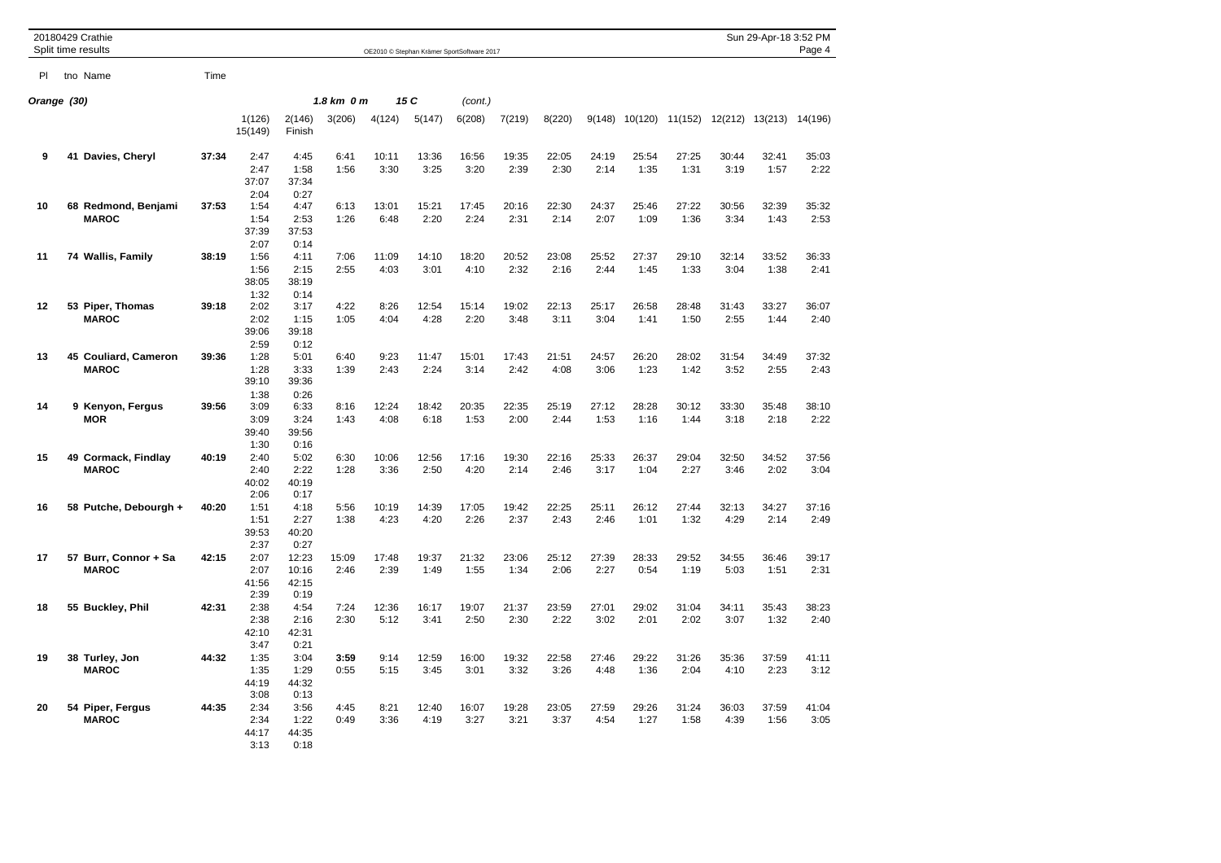20180429 Crathie
Split time results

OE2010 © Stephan Krämer SportSoftware 2017

**Orange (30)** — *1.8 km 0 m* — *15 C* — *(cont.)*

| Pl | tno | Name | Time | 1(126) / 15(149) | 2(146) / Finish | 3(206) | 4(124) | 5(147) | 6(208) | 7(219) | 8(220) | 9(148) | 10(120) | 11(152) | 12(212) | 13(213) | 14(196) |
|---|---|---|---|---|---|---|---|---|---|---|---|---|---|---|---|---|---|
| **9** | **41** | **Davies, Cheryl** | **37:34** | 2:47 | 4:45 | 6:41 | 10:11 | 13:36 | 16:56 | 19:35 | 22:05 | 24:19 | 25:54 | 27:25 | 30:44 | 32:41 | 35:03 |
| | | | | 2:47 | 1:58 | 1:56 | 3:30 | 3:25 | 3:20 | 2:39 | 2:30 | 2:14 | 1:35 | 1:31 | 3:19 | 1:57 | 2:22 |
| | | | | 37:07 | 37:34 | | | | | | | | | | | | |
| | | | | 2:04 | 0:27 | | | | | | | | | | | | |
| **10** | **68** | **Redmond, Benjami** **MAROC** | **37:53** | 1:54 | 4:47 | 6:13 | 13:01 | 15:21 | 17:45 | 20:16 | 22:30 | 24:37 | 25:46 | 27:22 | 30:56 | 32:39 | 35:32 |
| | | | | 1:54 | 2:53 | 1:26 | 6:48 | 2:20 | 2:24 | 2:31 | 2:14 | 2:07 | 1:09 | 1:36 | 3:34 | 1:43 | 2:53 |
| | | | | 37:39 | 37:53 | | | | | | | | | | | | |
| | | | | 2:07 | 0:14 | | | | | | | | | | | | |
| **11** | **74** | **Wallis, Family** | **38:19** | 1:56 | 4:11 | 7:06 | 11:09 | 14:10 | 18:20 | 20:52 | 23:08 | 25:52 | 27:37 | 29:10 | 32:14 | 33:52 | 36:33 |
| | | | | 1:56 | 2:15 | 2:55 | 4:03 | 3:01 | 4:10 | 2:32 | 2:16 | 2:44 | 1:45 | 1:33 | 3:04 | 1:38 | 2:41 |
| | | | | 38:05 | 38:19 | | | | | | | | | | | | |
| | | | | 1:32 | 0:14 | | | | | | | | | | | | |
| **12** | **53** | **Piper, Thomas** **MAROC** | **39:18** | 2:02 | 3:17 | 4:22 | 8:26 | 12:54 | 15:14 | 19:02 | 22:13 | 25:17 | 26:58 | 28:48 | 31:43 | 33:27 | 36:07 |
| | | | | 2:02 | 1:15 | 1:05 | 4:04 | 4:28 | 2:20 | 3:48 | 3:11 | 3:04 | 1:41 | 1:50 | 2:55 | 1:44 | 2:40 |
| | | | | 39:06 | 39:18 | | | | | | | | | | | | |
| | | | | 2:59 | 0:12 | | | | | | | | | | | | |
| **13** | **45** | **Couliard, Cameron** **MAROC** | **39:36** | 1:28 | 5:01 | 6:40 | 9:23 | 11:47 | 15:01 | 17:43 | 21:51 | 24:57 | 26:20 | 28:02 | 31:54 | 34:49 | 37:32 |
| | | | | 1:28 | 3:33 | 1:39 | 2:43 | 2:24 | 3:14 | 2:42 | 4:08 | 3:06 | 1:23 | 1:42 | 3:52 | 2:55 | 2:43 |
| | | | | 39:10 | 39:36 | | | | | | | | | | | | |
| | | | | 1:38 | 0:26 | | | | | | | | | | | | |
| **14** | **9** | **Kenyon, Fergus** **MOR** | **39:56** | 3:09 | 6:33 | 8:16 | 12:24 | 18:42 | 20:35 | 22:35 | 25:19 | 27:12 | 28:28 | 30:12 | 33:30 | 35:48 | 38:10 |
| | | | | 3:09 | 3:24 | 1:43 | 4:08 | 6:18 | 1:53 | 2:00 | 2:44 | 1:53 | 1:16 | 1:44 | 3:18 | 2:18 | 2:22 |
| | | | | 39:40 | 39:56 | | | | | | | | | | | | |
| | | | | 1:30 | 0:16 | | | | | | | | | | | | |
| **15** | **49** | **Cormack, Findlay** **MAROC** | **40:19** | 2:40 | 5:02 | 6:30 | 10:06 | 12:56 | 17:16 | 19:30 | 22:16 | 25:33 | 26:37 | 29:04 | 32:50 | 34:52 | 37:56 |
| | | | | 2:40 | 2:22 | 1:28 | 3:36 | 2:50 | 4:20 | 2:14 | 2:46 | 3:17 | 1:04 | 2:27 | 3:46 | 2:02 | 3:04 |
| | | | | 40:02 | 40:19 | | | | | | | | | | | | |
| | | | | 2:06 | 0:17 | | | | | | | | | | | | |
| **16** | **58** | **Putche, Debourgh +** | **40:20** | 1:51 | 4:18 | 5:56 | 10:19 | 14:39 | 17:05 | 19:42 | 22:25 | 25:11 | 26:12 | 27:44 | 32:13 | 34:27 | 37:16 |
| | | | | 1:51 | 2:27 | 1:38 | 4:23 | 4:20 | 2:26 | 2:37 | 2:43 | 2:46 | 1:01 | 1:32 | 4:29 | 2:14 | 2:49 |
| | | | | 39:53 | 40:20 | | | | | | | | | | | | |
| | | | | 2:37 | 0:27 | | | | | | | | | | | | |
| **17** | **57** | **Burr, Connor + Sa** **MAROC** | **42:15** | 2:07 | 12:23 | 15:09 | 17:48 | 19:37 | 21:32 | 23:06 | 25:12 | 27:39 | 28:33 | 29:52 | 34:55 | 36:46 | 39:17 |
| | | | | 2:07 | 10:16 | 2:46 | 2:39 | 1:49 | 1:55 | 1:34 | 2:06 | 2:27 | 0:54 | 1:19 | 5:03 | 1:51 | 2:31 |
| | | | | 41:56 | 42:15 | | | | | | | | | | | | |
| | | | | 2:39 | 0:19 | | | | | | | | | | | | |
| **18** | **55** | **Buckley, Phil** | **42:31** | 2:38 | 4:54 | 7:24 | 12:36 | 16:17 | 19:07 | 21:37 | 23:59 | 27:01 | 29:02 | 31:04 | 34:11 | 35:43 | 38:23 |
| | | | | 2:38 | 2:16 | 2:30 | 5:12 | 3:41 | 2:50 | 2:30 | 2:22 | 3:02 | 2:01 | 2:02 | 3:07 | 1:32 | 2:40 |
| | | | | 42:10 | 42:31 | | | | | | | | | | | | |
| | | | | 3:47 | 0:21 | | | | | | | | | | | | |
| **19** | **38** | **Turley, Jon** **MAROC** | **44:32** | 1:35 | 3:04 | **3:59** | 9:14 | 12:59 | 16:00 | 19:32 | 22:58 | 27:46 | 29:22 | 31:26 | 35:36 | 37:59 | 41:11 |
| | | | | 1:35 | 1:29 | 0:55 | 5:15 | 3:45 | 3:01 | 3:32 | 3:26 | 4:48 | 1:36 | 2:04 | 4:10 | 2:23 | 3:12 |
| | | | | 44:19 | 44:32 | | | | | | | | | | | | |
| | | | | 3:08 | 0:13 | | | | | | | | | | | | |
| **20** | **54** | **Piper, Fergus** **MAROC** | **44:35** | 2:34 | 3:56 | 4:45 | 8:21 | 12:40 | 16:07 | 19:28 | 23:05 | 27:59 | 29:26 | 31:24 | 36:03 | 37:59 | 41:04 |
| | | | | 2:34 | 1:22 | 0:49 | 3:36 | 4:19 | 3:27 | 3:21 | 3:37 | 4:54 | 1:27 | 1:58 | 4:39 | 1:56 | 3:05 |
| | | | | 44:17 | 44:35 | | | | | | | | | | | | |
| | | | | 3:13 | 0:18 | | | | | | | | | | | | |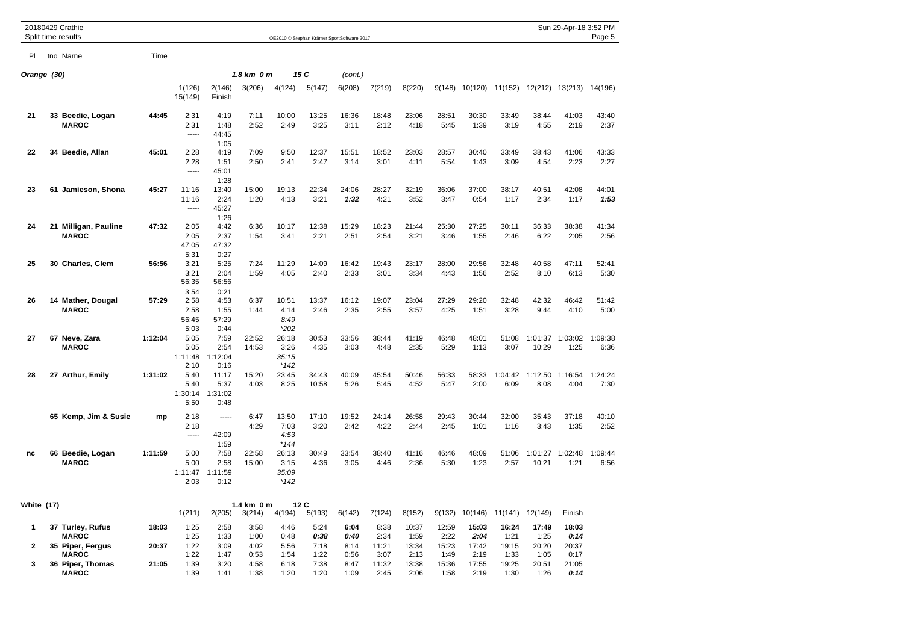## Orange (30) — 1.8 km 0 m — 15 C (cont.)

| Pl | tno Name | Time | 1(126) / 15(149) | 2(146) / Finish | 3(206) | 4(124) | 5(147) | 6(208) | 7(219) | 8(220) | 9(148) | 10(120) | 11(152) | 12(212) | 13(213) | 14(196) |
|---|---|---|---|---|---|---|---|---|---|---|---|---|---|---|---|---|
| 21 | 33 Beedie, Logan **MAROC** | 44:45 | 2:31 / 2:31 / ----- | 4:19 / 1:48 / 44:45 / 1:05 | 7:11 / 2:52 | 10:00 / 2:49 | 13:25 / 3:25 | 16:36 / 3:11 | 18:48 / 2:12 | 23:06 / 4:18 | 28:51 / 5:45 | 30:30 / 1:39 | 33:49 / 3:19 | 38:44 / 4:55 | 41:03 / 2:19 | 43:40 / 2:37 |
| 22 | 34 Beedie, Allan | 45:01 | 2:28 / 2:28 / ----- | 4:19 / 1:51 / 45:01 / 1:28 | 7:09 / 2:50 | 9:50 / 2:41 | 12:37 / 2:47 | 15:51 / 3:14 | 18:52 / 3:01 | 23:03 / 4:11 | 28:57 / 5:54 | 30:40 / 1:43 | 33:49 / 3:09 | 38:43 / 4:54 | 41:06 / 2:23 | 43:33 / 2:27 |
| 23 | 61 Jamieson, Shona | 45:27 | 11:16 / 11:16 / ----- | 13:40 / 2:24 / 45:27 / 1:26 | 15:00 / 1:20 | 19:13 / 4:13 | 22:34 / 3:21 | 24:06 / ***1:32*** | 28:27 / 4:21 | 32:19 / 3:52 | 36:06 / 3:47 | 37:00 / 0:54 | 38:17 / 1:17 | 40:51 / 2:34 | 42:08 / 1:17 | 44:01 / ***1:53*** |
| 24 | 21 Milligan, Pauline **MAROC** | 47:32 | 2:05 / 2:05 / 47:05 / 5:31 | 4:42 / 2:37 / 47:32 / 0:27 | 6:36 / 1:54 | 10:17 / 3:41 | 12:38 / 2:21 | 15:29 / 2:51 | 18:23 / 2:54 | 21:44 / 3:21 | 25:30 / 3:46 | 27:25 / 1:55 | 30:11 / 2:46 | 36:33 / 6:22 | 38:38 / 2:05 | 41:34 / 2:56 |
| 25 | 30 Charles, Clem | 56:56 | 3:21 / 3:21 / 56:35 / 3:54 | 5:25 / 2:04 / 56:56 / 0:21 | 7:24 / 1:59 | 11:29 / 4:05 | 14:09 / 2:40 | 16:42 / 2:33 | 19:43 / 3:01 | 23:17 / 3:34 | 28:00 / 4:43 | 29:56 / 1:56 | 32:48 / 2:52 | 40:58 / 8:10 | 47:11 / 6:13 | 52:41 / 5:30 |
| 26 | 14 Mather, Dougal **MAROC** | 57:29 | 2:58 / 2:58 / 56:45 / 5:03 | 4:53 / 1:55 / 57:29 / 0:44 | 6:37 / 1:44 | 10:51 / 4:14 / *8:49* / *\*202* | 13:37 / 2:46 | 16:12 / 2:35 | 19:07 / 2:55 | 23:04 / 3:57 | 27:29 / 4:25 | 29:20 / 1:51 | 32:48 / 3:28 | 42:32 / 9:44 | 46:42 / 4:10 | 51:42 / 5:00 |
| 27 | 67 Neve, Zara **MAROC** | 1:12:04 | 5:05 / 5:05 / 1:11:48 / 2:10 | 7:59 / 2:54 / 1:12:04 / 0:16 | 22:52 / 14:53 | 26:18 / 3:26 / *35:15* / *\*142* | 30:53 / 4:35 | 33:56 / 3:03 | 38:44 / 4:48 | 41:19 / 2:35 | 46:48 / 5:29 | 48:01 / 1:13 | 51:08 / 3:07 | 1:01:37 / 10:29 | 1:03:02 / 1:25 | 1:09:38 / 6:36 |
| 28 | 27 Arthur, Emily | 1:31:02 | 5:40 / 5:40 / 1:30:14 / 5:50 | 11:17 / 5:37 / 1:31:02 / 0:48 | 15:20 / 4:03 | 23:45 / 8:25 | 34:43 / 10:58 | 40:09 / 5:26 | 45:54 / 5:45 | 50:46 / 4:52 | 56:33 / 5:47 | 58:33 / 2:00 | 1:04:42 / 6:09 | 1:12:50 / 8:08 | 1:16:54 / 4:04 | 1:24:24 / 7:30 |
| | 65 Kemp, Jim & Susie | mp | 2:18 / 2:18 / ----- | ----- / 42:09 / 1:59 | 6:47 / 4:29 | 13:50 / 7:03 / *4:53* / *\*144* | 17:10 / 3:20 | 19:52 / 2:42 | 24:14 / 4:22 | 26:58 / 2:44 | 29:43 / 2:45 | 30:44 / 1:01 | 32:00 / 1:16 | 35:43 / 3:43 | 37:18 / 1:35 | 40:10 / 2:52 |
| nc | 66 Beedie, Logan **MAROC** | 1:11:59 | 5:00 / 5:00 / 1:11:47 / 2:03 | 7:58 / 2:58 / 1:11:59 / 0:12 | 22:58 / 15:00 | 26:13 / 3:15 / *35:09* / *\*142* | 30:49 / 4:36 | 33:54 / 3:05 | 38:40 / 4:46 | 41:16 / 2:36 | 46:46 / 5:30 | 48:09 / 1:23 | 51:06 / 2:57 | 1:01:27 / 10:21 | 1:02:48 / 1:21 | 1:09:44 / 6:56 |

## White (17) — 1.4 km 0 m — 12 C

| Pl | tno Name | Time | 1(211) | 2(205) | 3(214) | 4(194) | 5(193) | 6(142) | 7(124) | 8(152) | 9(132) | 10(146) | 11(141) | 12(149) | Finish |
|---|---|---|---|---|---|---|---|---|---|---|---|---|---|---|---|
| 1 | 37 Turley, Rufus **MAROC** | 18:03 | 1:25 / 1:25 | 2:58 / 1:33 | 3:58 / 1:00 | 4:46 / 0:48 | 5:24 / ***0:38*** | **6:04** / ***0:40*** | 8:38 / 2:34 | 10:37 / 1:59 | 12:59 / 2:22 | **15:03** / ***2:04*** | **16:24** / 1:21 | **17:49** / 1:25 | **18:03** / ***0:14*** |
| 2 | 35 Piper, Fergus **MAROC** | 20:37 | 1:22 / 1:22 | 3:09 / 1:47 | 4:02 / 0:53 | 5:56 / 1:54 | 7:18 / 1:22 | 8:14 / 0:56 | 11:21 / 3:07 | 13:34 / 2:13 | 15:23 / 1:49 | 17:42 / 2:19 | 19:15 / 1:33 | 20:20 / 1:05 | 20:37 / 0:17 |
| 3 | 36 Piper, Thomas **MAROC** | 21:05 | 1:39 / 1:39 | 3:20 / 1:41 | 4:58 / 1:38 | 6:18 / 1:20 | 7:38 / 1:20 | 8:47 / 1:09 | 11:32 / 2:45 | 13:38 / 2:06 | 15:36 / 1:58 | 17:55 / 2:19 | 19:25 / 1:30 | 20:51 / 1:26 | 21:05 / ***0:14*** |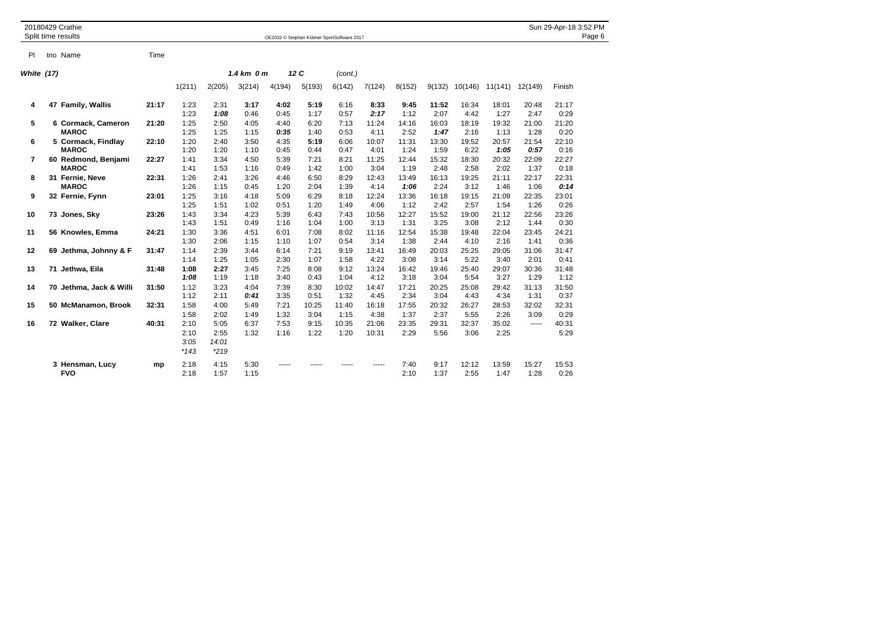20180429 Crathie
Split time results

OE2010 © Stephan Krämer SportSoftware 2017

**White (17)** — 1.4 km 0 m — 12 C — (cont.)

| Pl | tno | Name | Time | 1(211) | 2(205) | 3(214) | 4(194) | 5(193) | 6(142) | 7(124) | 8(152) | 9(132) | 10(146) | 11(141) | 12(149) | Finish |
|---|---|---|---|---|---|---|---|---|---|---|---|---|---|---|---|---|
| **4** | **47** | **Family, Wallis** | **21:17** | 1:23 | 2:31 | **3:17** | **4:02** | **5:19** | 6:16 | **8:33** | **9:45** | **11:52** | 16:34 | 18:01 | 20:48 | 21:17 |
| | | | | 1:23 | ***1:08*** | 0:46 | 0:45 | 1:17 | 0:57 | ***2:17*** | 1:12 | 2:07 | 4:42 | 1:27 | 2:47 | 0:29 |
| **5** | **6** | **Cormack, Cameron** | **21:20** | 1:25 | 2:50 | 4:05 | 4:40 | 6:20 | 7:13 | 11:24 | 14:16 | 16:03 | 18:19 | 19:32 | 21:00 | 21:20 |
| | | **MAROC** | | 1:25 | 1:25 | 1:15 | ***0:35*** | 1:40 | 0:53 | 4:11 | 2:52 | ***1:47*** | 2:16 | 1:13 | 1:28 | 0:20 |
| **6** | **5** | **Cormack, Findlay** | **22:10** | 1:20 | 2:40 | 3:50 | 4:35 | **5:19** | 6:06 | 10:07 | 11:31 | 13:30 | 19:52 | 20:57 | 21:54 | 22:10 |
| | | **MAROC** | | 1:20 | 1:20 | 1:10 | 0:45 | 0:44 | 0:47 | 4:01 | 1:24 | 1:59 | 6:22 | ***1:05*** | ***0:57*** | 0:16 |
| **7** | **60** | **Redmond, Benjami** | **22:27** | 1:41 | 3:34 | 4:50 | 5:39 | 7:21 | 8:21 | 11:25 | 12:44 | 15:32 | 18:30 | 20:32 | 22:09 | 22:27 |
| | | **MAROC** | | 1:41 | 1:53 | 1:16 | 0:49 | 1:42 | 1:00 | 3:04 | 1:19 | 2:48 | 2:58 | 2:02 | 1:37 | 0:18 |
| **8** | **31** | **Fernie, Neve** | **22:31** | 1:26 | 2:41 | 3:26 | 4:46 | 6:50 | 8:29 | 12:43 | 13:49 | 16:13 | 19:25 | 21:11 | 22:17 | 22:31 |
| | | **MAROC** | | 1:26 | 1:15 | 0:45 | 1:20 | 2:04 | 1:39 | 4:14 | ***1:06*** | 2:24 | 3:12 | 1:46 | 1:06 | ***0:14*** |
| **9** | **32** | **Fernie, Fynn** | **23:01** | 1:25 | 3:16 | 4:18 | 5:09 | 6:29 | 8:18 | 12:24 | 13:36 | 16:18 | 19:15 | 21:09 | 22:35 | 23:01 |
| | | | | 1:25 | 1:51 | 1:02 | 0:51 | 1:20 | 1:49 | 4:06 | 1:12 | 2:42 | 2:57 | 1:54 | 1:26 | 0:26 |
| **10** | **73** | **Jones, Sky** | **23:26** | 1:43 | 3:34 | 4:23 | 5:39 | 6:43 | 7:43 | 10:56 | 12:27 | 15:52 | 19:00 | 21:12 | 22:56 | 23:26 |
| | | | | 1:43 | 1:51 | 0:49 | 1:16 | 1:04 | 1:00 | 3:13 | 1:31 | 3:25 | 3:08 | 2:12 | 1:44 | 0:30 |
| **11** | **56** | **Knowles, Emma** | **24:21** | 1:30 | 3:36 | 4:51 | 6:01 | 7:08 | 8:02 | 11:16 | 12:54 | 15:38 | 19:48 | 22:04 | 23:45 | 24:21 |
| | | | | 1:30 | 2:06 | 1:15 | 1:10 | 1:07 | 0:54 | 3:14 | 1:38 | 2:44 | 4:10 | 2:16 | 1:41 | 0:36 |
| **12** | **69** | **Jethma, Johnny & F** | **31:47** | 1:14 | 2:39 | 3:44 | 6:14 | 7:21 | 9:19 | 13:41 | 16:49 | 20:03 | 25:25 | 29:05 | 31:06 | 31:47 |
| | | | | 1:14 | 1:25 | 1:05 | 2:30 | 1:07 | 1:58 | 4:22 | 3:08 | 3:14 | 5:22 | 3:40 | 2:01 | 0:41 |
| **13** | **71** | **Jethwa, Eila** | **31:48** | **1:08** | **2:27** | 3:45 | 7:25 | 8:08 | 9:12 | 13:24 | 16:42 | 19:46 | 25:40 | 29:07 | 30:36 | 31:48 |
| | | | | ***1:08*** | 1:19 | 1:18 | 3:40 | 0:43 | 1:04 | 4:12 | 3:18 | 3:04 | 5:54 | 3:27 | 1:29 | 1:12 |
| **14** | **70** | **Jethma, Jack & Willi** | **31:50** | 1:12 | 3:23 | 4:04 | 7:39 | 8:30 | 10:02 | 14:47 | 17:21 | 20:25 | 25:08 | 29:42 | 31:13 | 31:50 |
| | | | | 1:12 | 2:11 | ***0:41*** | 3:35 | 0:51 | 1:32 | 4:45 | 2:34 | 3:04 | 4:43 | 4:34 | 1:31 | 0:37 |
| **15** | **50** | **McManamon, Brook** | **32:31** | 1:58 | 4:00 | 5:49 | 7:21 | 10:25 | 11:40 | 16:18 | 17:55 | 20:32 | 26:27 | 28:53 | 32:02 | 32:31 |
| | | | | 1:58 | 2:02 | 1:49 | 1:32 | 3:04 | 1:15 | 4:38 | 1:37 | 2:37 | 5:55 | 2:26 | 3:09 | 0:29 |
| **16** | **72** | **Walker, Clare** | **40:31** | 2:10 | 5:05 | 6:37 | 7:53 | 9:15 | 10:35 | 21:06 | 23:35 | 29:31 | 32:37 | 35:02 | ----- | 40:31 |
| | | | | 2:10 | 2:55 | 1:32 | 1:16 | 1:22 | 1:20 | 10:31 | 2:29 | 5:56 | 3:06 | 2:25 | | 5:29 |
| | | | | *3:05* | *14:01* | | | | | | | | | | | |
| | | | | *\*143* | *\*219* | | | | | | | | | | | |
| | **3** | **Hensman, Lucy** | **mp** | 2:18 | 4:15 | 5:30 | ----- | ----- | ----- | ----- | 7:40 | 9:17 | 12:12 | 13:59 | 15:27 | 15:53 |
| | | **FVO** | | 2:18 | 1:57 | 1:15 | | | | | 2:10 | 1:37 | 2:55 | 1:47 | 1:28 | 0:26 |